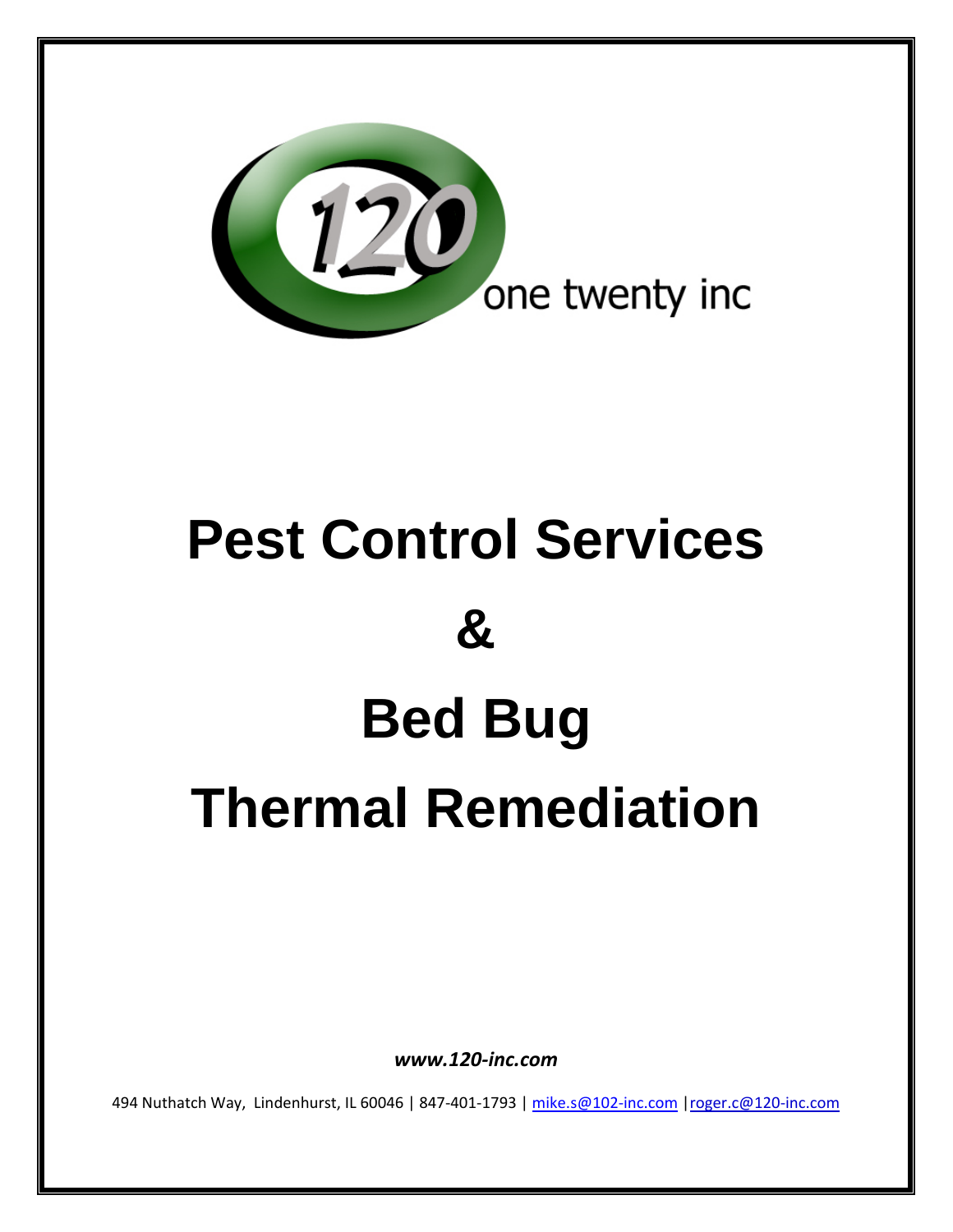120 one twenty inc

# Pest Control Services

# &

# Bed Bug

# Thermal Remediation

***www.120-inc.com***

494 Nuthatch Way, Lindenhurst, IL 60046 | 847-401-1793 | mike.s@102-inc.com |roger.c@120-inc.com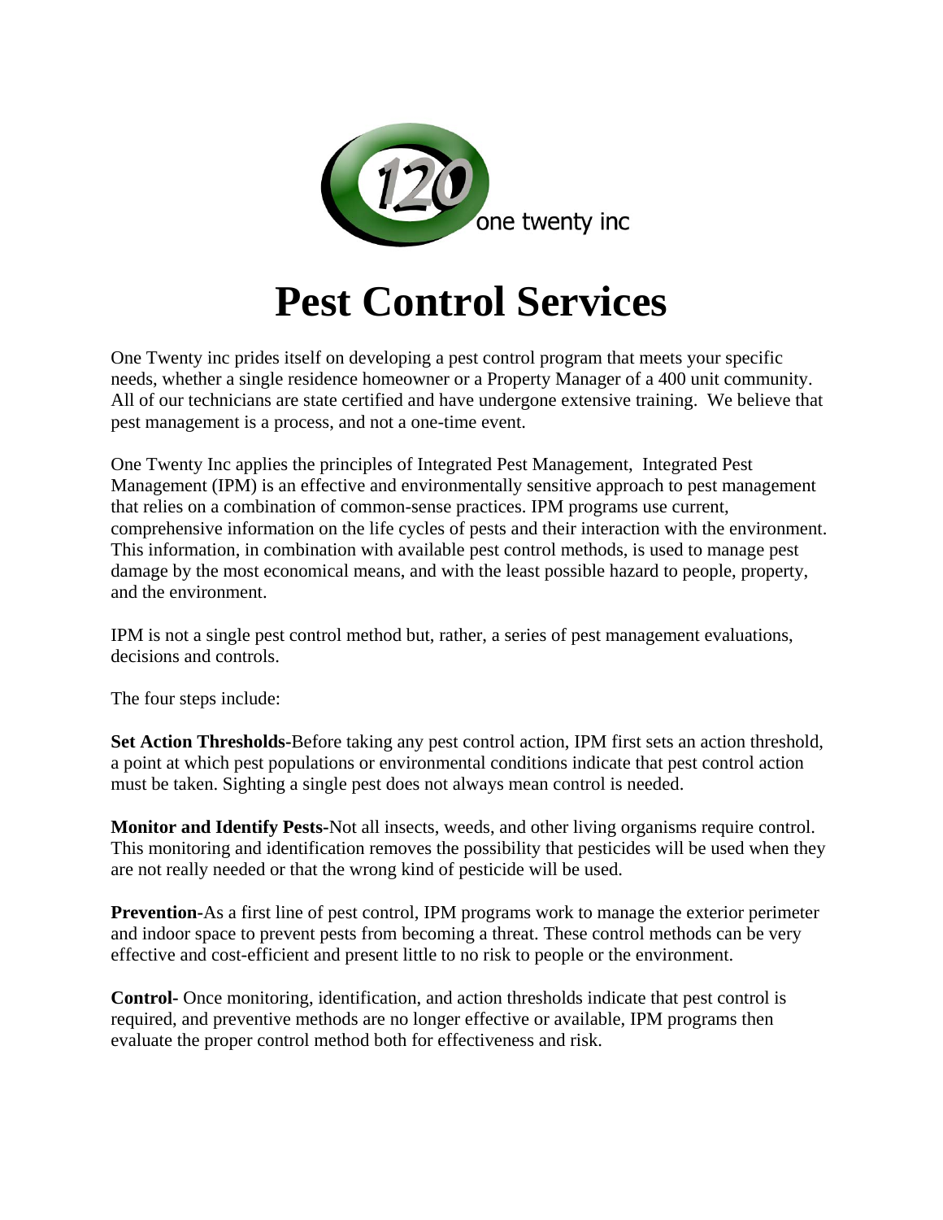one twenty inc

# Pest Control Services

One Twenty inc prides itself on developing a pest control program that meets your specific needs, whether a single residence homeowner or a Property Manager of a 400 unit community. All of our technicians are state certified and have undergone extensive training. We believe that pest management is a process, and not a one-time event.

One Twenty Inc applies the principles of Integrated Pest Management, Integrated Pest Management (IPM) is an effective and environmentally sensitive approach to pest management that relies on a combination of common-sense practices. IPM programs use current, comprehensive information on the life cycles of pests and their interaction with the environment. This information, in combination with available pest control methods, is used to manage pest damage by the most economical means, and with the least possible hazard to people, property, and the environment.

IPM is not a single pest control method but, rather, a series of pest management evaluations, decisions and controls.

The four steps include:

**Set Action Thresholds-**Before taking any pest control action, IPM first sets an action threshold, a point at which pest populations or environmental conditions indicate that pest control action must be taken. Sighting a single pest does not always mean control is needed.

**Monitor and Identify Pests-**Not all insects, weeds, and other living organisms require control. This monitoring and identification removes the possibility that pesticides will be used when they are not really needed or that the wrong kind of pesticide will be used.

**Prevention-**As a first line of pest control, IPM programs work to manage the exterior perimeter and indoor space to prevent pests from becoming a threat. These control methods can be very effective and cost-efficient and present little to no risk to people or the environment.

**Control-** Once monitoring, identification, and action thresholds indicate that pest control is required, and preventive methods are no longer effective or available, IPM programs then evaluate the proper control method both for effectiveness and risk.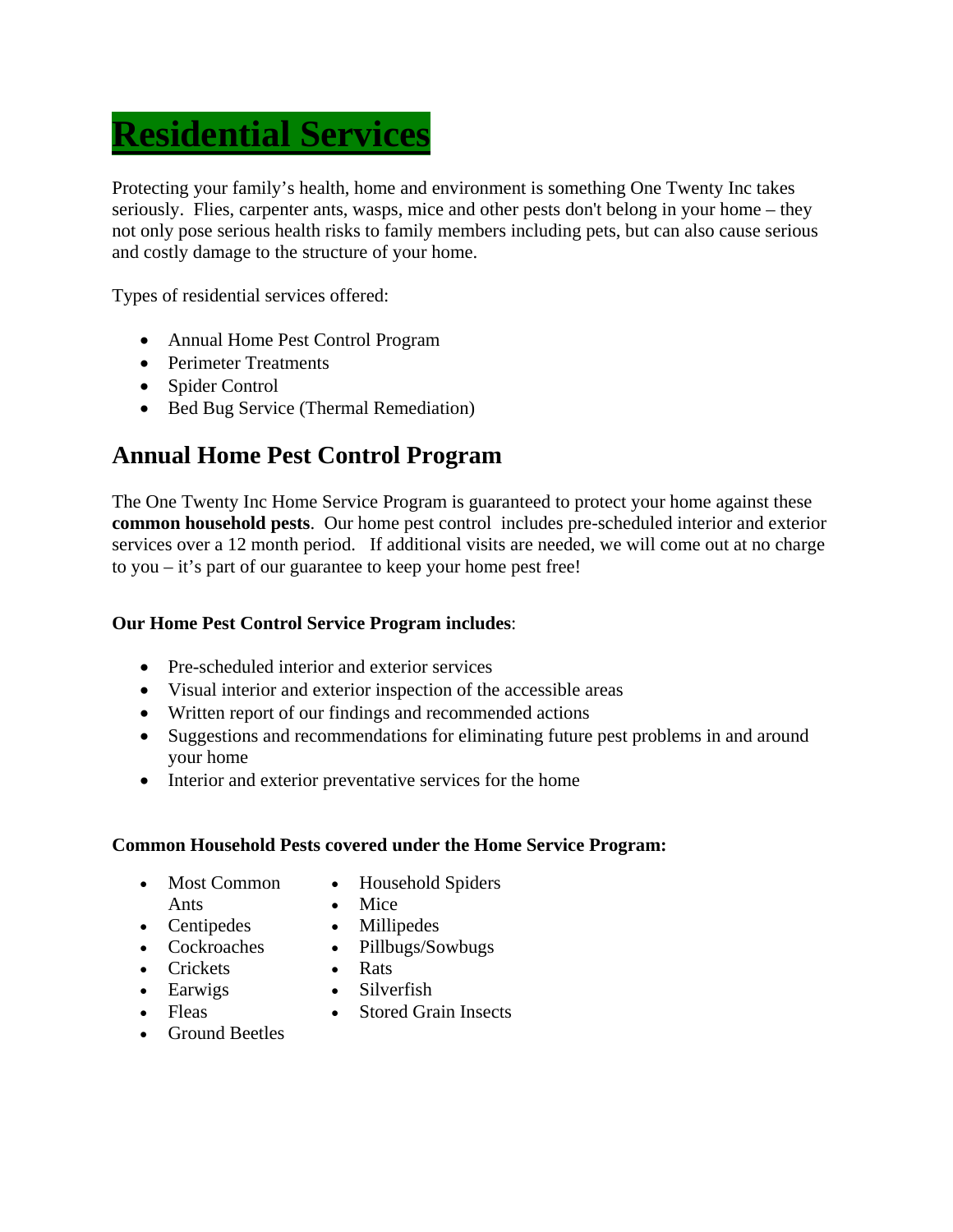# Residential Services

Protecting your family's health, home and environment is something One Twenty Inc takes seriously. Flies, carpenter ants, wasps, mice and other pests don't belong in your home – they not only pose serious health risks to family members including pets, but can also cause serious and costly damage to the structure of your home.

Types of residential services offered:

- Annual Home Pest Control Program
- Perimeter Treatments
- Spider Control
- Bed Bug Service (Thermal Remediation)

## Annual Home Pest Control Program

The One Twenty Inc Home Service Program is guaranteed to protect your home against these **common household pests**. Our home pest control includes pre-scheduled interior and exterior services over a 12 month period. If additional visits are needed, we will come out at no charge to you – it's part of our guarantee to keep your home pest free!

**Our Home Pest Control Service Program includes**:

- Pre-scheduled interior and exterior services
- Visual interior and exterior inspection of the accessible areas
- Written report of our findings and recommended actions
- Suggestions and recommendations for eliminating future pest problems in and around your home
- Interior and exterior preventative services for the home

**Common Household Pests covered under the Home Service Program:**

- Most Common Ants
- Centipedes
- Cockroaches
- Crickets
- Earwigs
- Fleas
- Ground Beetles
- Household Spiders
- Mice
- Millipedes
- Pillbugs/Sowbugs
- Rats
- Silverfish
- Stored Grain Insects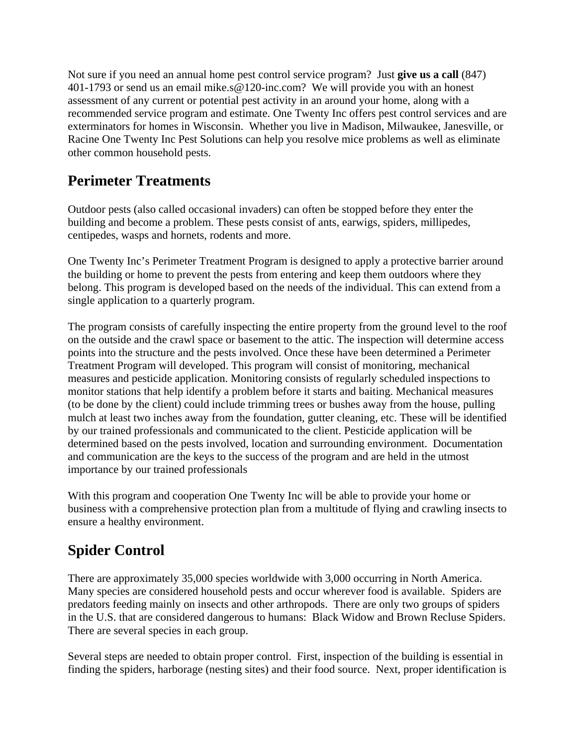Not sure if you need an annual home pest control service program? Just **give us a call** (847) 401-1793 or send us an email mike.s@120-inc.com? We will provide you with an honest assessment of any current or potential pest activity in an around your home, along with a recommended service program and estimate. One Twenty Inc offers pest control services and are exterminators for homes in Wisconsin. Whether you live in Madison, Milwaukee, Janesville, or Racine One Twenty Inc Pest Solutions can help you resolve mice problems as well as eliminate other common household pests.

## Perimeter Treatments

Outdoor pests (also called occasional invaders) can often be stopped before they enter the building and become a problem. These pests consist of ants, earwigs, spiders, millipedes, centipedes, wasps and hornets, rodents and more.

One Twenty Inc's Perimeter Treatment Program is designed to apply a protective barrier around the building or home to prevent the pests from entering and keep them outdoors where they belong. This program is developed based on the needs of the individual. This can extend from a single application to a quarterly program.

The program consists of carefully inspecting the entire property from the ground level to the roof on the outside and the crawl space or basement to the attic. The inspection will determine access points into the structure and the pests involved. Once these have been determined a Perimeter Treatment Program will developed. This program will consist of monitoring, mechanical measures and pesticide application. Monitoring consists of regularly scheduled inspections to monitor stations that help identify a problem before it starts and baiting. Mechanical measures (to be done by the client) could include trimming trees or bushes away from the house, pulling mulch at least two inches away from the foundation, gutter cleaning, etc. These will be identified by our trained professionals and communicated to the client. Pesticide application will be determined based on the pests involved, location and surrounding environment. Documentation and communication are the keys to the success of the program and are held in the utmost importance by our trained professionals

With this program and cooperation One Twenty Inc will be able to provide your home or business with a comprehensive protection plan from a multitude of flying and crawling insects to ensure a healthy environment.

## Spider Control

There are approximately 35,000 species worldwide with 3,000 occurring in North America. Many species are considered household pests and occur wherever food is available. Spiders are predators feeding mainly on insects and other arthropods. There are only two groups of spiders in the U.S. that are considered dangerous to humans: Black Widow and Brown Recluse Spiders. There are several species in each group.

Several steps are needed to obtain proper control. First, inspection of the building is essential in finding the spiders, harborage (nesting sites) and their food source. Next, proper identification is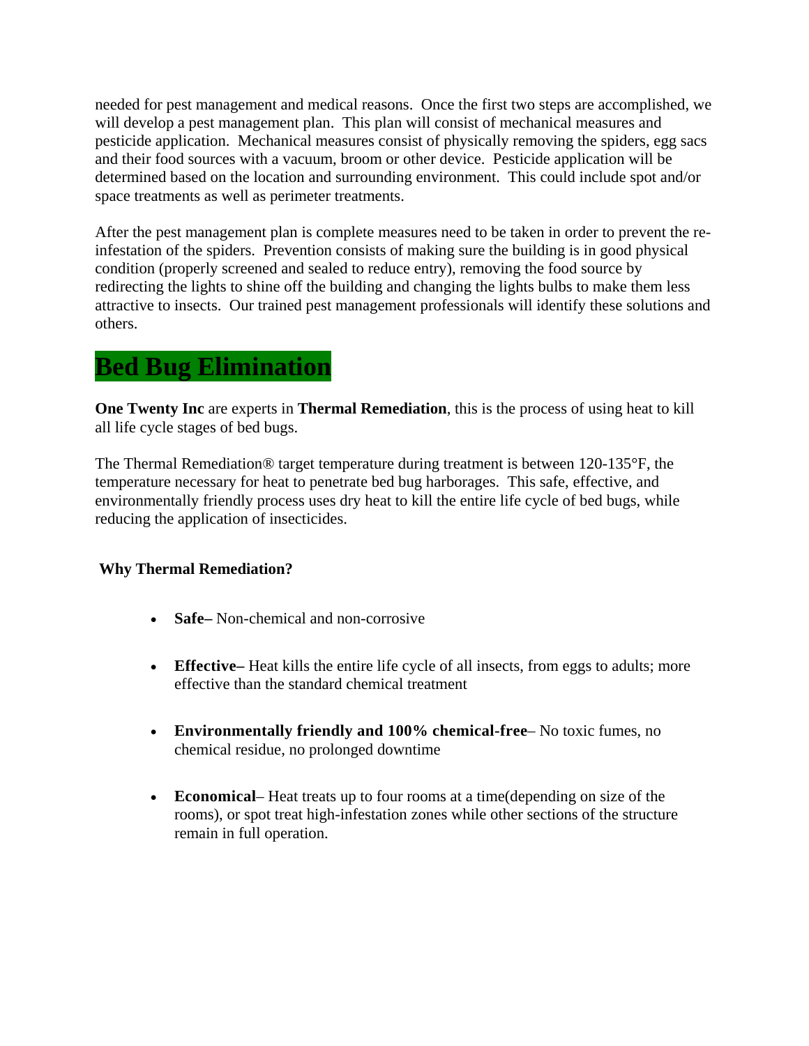needed for pest management and medical reasons. Once the first two steps are accomplished, we will develop a pest management plan. This plan will consist of mechanical measures and pesticide application. Mechanical measures consist of physically removing the spiders, egg sacs and their food sources with a vacuum, broom or other device. Pesticide application will be determined based on the location and surrounding environment. This could include spot and/or space treatments as well as perimeter treatments.

After the pest management plan is complete measures need to be taken in order to prevent the re-infestation of the spiders. Prevention consists of making sure the building is in good physical condition (properly screened and sealed to reduce entry), removing the food source by redirecting the lights to shine off the building and changing the lights bulbs to make them less attractive to insects. Our trained pest management professionals will identify these solutions and others.

# Bed Bug Elimination

**One Twenty Inc** are experts in **Thermal Remediation**, this is the process of using heat to kill all life cycle stages of bed bugs.

The Thermal Remediation® target temperature during treatment is between 120-135°F, the temperature necessary for heat to penetrate bed bug harborages. This safe, effective, and environmentally friendly process uses dry heat to kill the entire life cycle of bed bugs, while reducing the application of insecticides.

**Why Thermal Remediation?**

- **Safe–** Non-chemical and non-corrosive
- **Effective–** Heat kills the entire life cycle of all insects, from eggs to adults; more effective than the standard chemical treatment
- **Environmentally friendly and 100% chemical-free**– No toxic fumes, no chemical residue, no prolonged downtime
- **Economical**– Heat treats up to four rooms at a time(depending on size of the rooms), or spot treat high-infestation zones while other sections of the structure remain in full operation.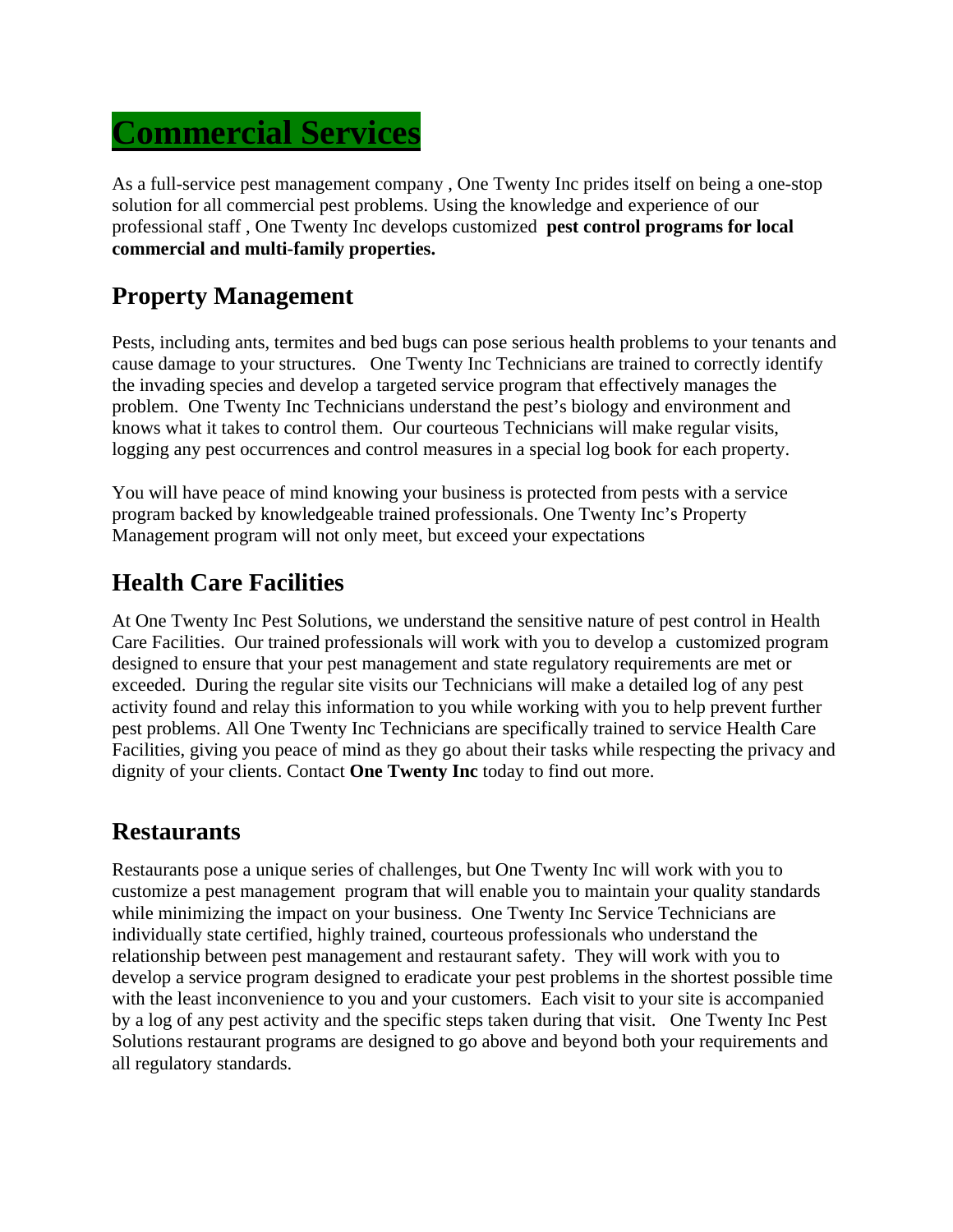# Commercial Services

As a full-service pest management company , One Twenty Inc prides itself on being a one-stop solution for all commercial pest problems. Using the knowledge and experience of our professional staff , One Twenty Inc develops customized **pest control programs for local commercial and multi-family properties.**

## Property Management

Pests, including ants, termites and bed bugs can pose serious health problems to your tenants and cause damage to your structures. One Twenty Inc Technicians are trained to correctly identify the invading species and develop a targeted service program that effectively manages the problem. One Twenty Inc Technicians understand the pest's biology and environment and knows what it takes to control them. Our courteous Technicians will make regular visits, logging any pest occurrences and control measures in a special log book for each property.

You will have peace of mind knowing your business is protected from pests with a service program backed by knowledgeable trained professionals. One Twenty Inc's Property Management program will not only meet, but exceed your expectations

## Health Care Facilities

At One Twenty Inc Pest Solutions, we understand the sensitive nature of pest control in Health Care Facilities. Our trained professionals will work with you to develop a customized program designed to ensure that your pest management and state regulatory requirements are met or exceeded. During the regular site visits our Technicians will make a detailed log of any pest activity found and relay this information to you while working with you to help prevent further pest problems. All One Twenty Inc Technicians are specifically trained to service Health Care Facilities, giving you peace of mind as they go about their tasks while respecting the privacy and dignity of your clients. Contact **One Twenty Inc** today to find out more.

## Restaurants

Restaurants pose a unique series of challenges, but One Twenty Inc will work with you to customize a pest management program that will enable you to maintain your quality standards while minimizing the impact on your business. One Twenty Inc Service Technicians are individually state certified, highly trained, courteous professionals who understand the relationship between pest management and restaurant safety. They will work with you to develop a service program designed to eradicate your pest problems in the shortest possible time with the least inconvenience to you and your customers. Each visit to your site is accompanied by a log of any pest activity and the specific steps taken during that visit. One Twenty Inc Pest Solutions restaurant programs are designed to go above and beyond both your requirements and all regulatory standards.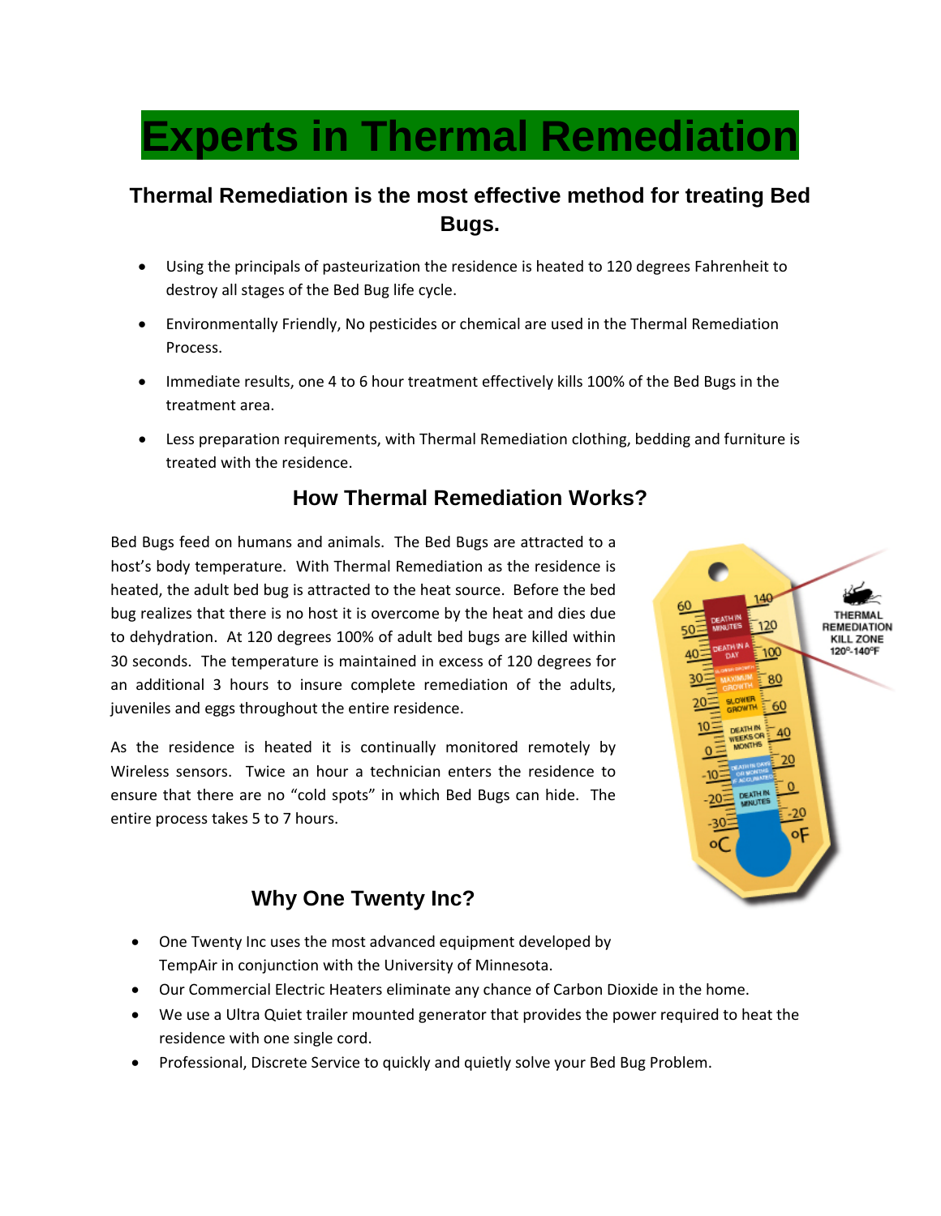# Experts in Thermal Remediation

### Thermal Remediation is the most effective method for treating Bed Bugs.

- Using the principals of pasteurization the residence is heated to 120 degrees Fahrenheit to destroy all stages of the Bed Bug life cycle.
- Environmentally Friendly, No pesticides or chemical are used in the Thermal Remediation Process.
- Immediate results, one 4 to 6 hour treatment effectively kills 100% of the Bed Bugs in the treatment area.
- Less preparation requirements, with Thermal Remediation clothing, bedding and furniture is treated with the residence.

### How Thermal Remediation Works?

Bed Bugs feed on humans and animals. The Bed Bugs are attracted to a host's body temperature. With Thermal Remediation as the residence is heated, the adult bed bug is attracted to the heat source. Before the bed bug realizes that there is no host it is overcome by the heat and dies due to dehydration. At 120 degrees 100% of adult bed bugs are killed within 30 seconds. The temperature is maintained in excess of 120 degrees for an additional 3 hours to insure complete remediation of the adults, juveniles and eggs throughout the entire residence.

As the residence is heated it is continually monitored remotely by Wireless sensors. Twice an hour a technician enters the residence to ensure that there are no "cold spots" in which Bed Bugs can hide. The entire process takes 5 to 7 hours.

### Why One Twenty Inc?

- One Twenty Inc uses the most advanced equipment developed by TempAir in conjunction with the University of Minnesota.
- Our Commercial Electric Heaters eliminate any chance of Carbon Dioxide in the home.
- We use a Ultra Quiet trailer mounted generator that provides the power required to heat the residence with one single cord.
- Professional, Discrete Service to quickly and quietly solve your Bed Bug Problem.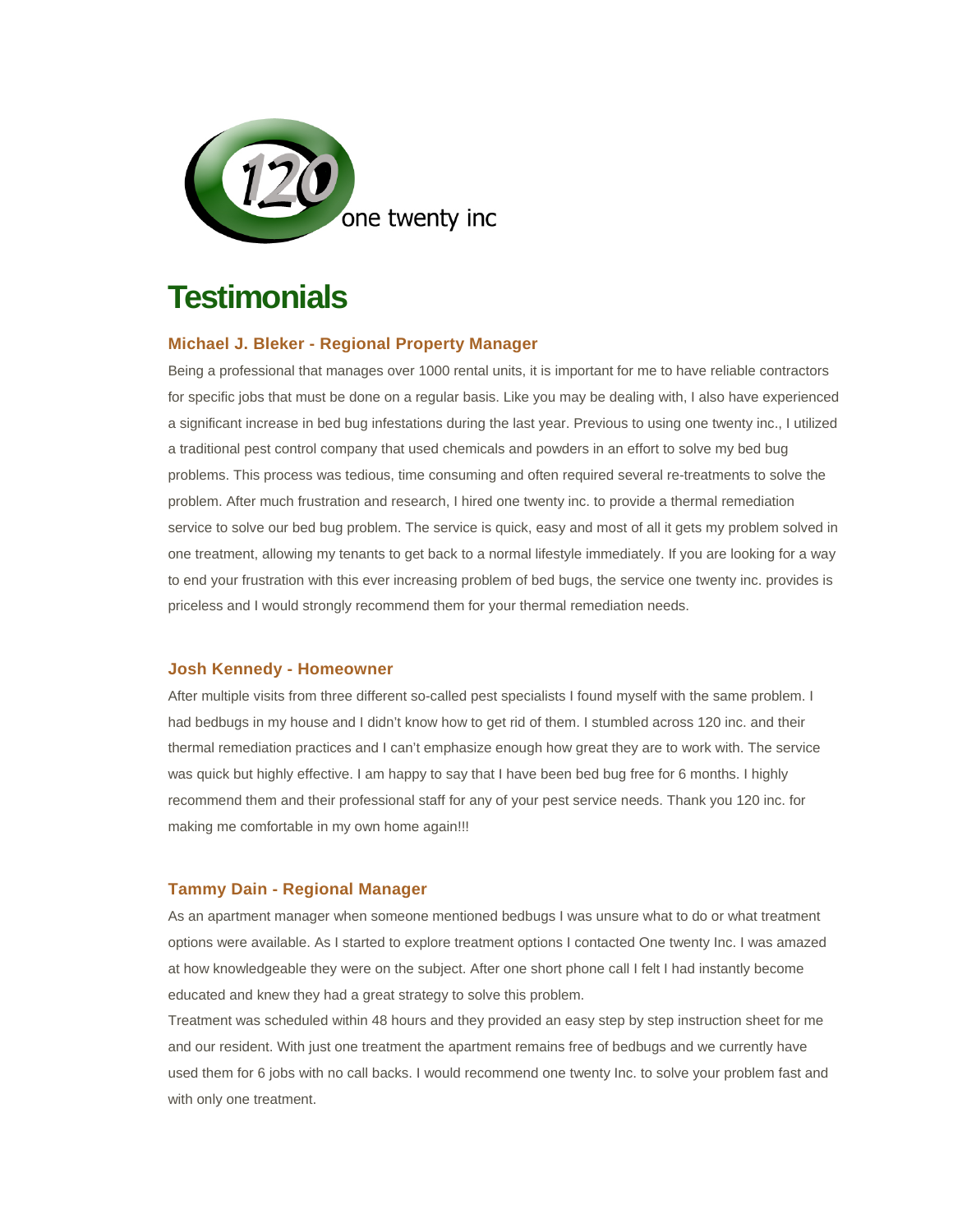one twenty inc

# Testimonials

### Michael J. Bleker - Regional Property Manager

Being a professional that manages over 1000 rental units, it is important for me to have reliable contractors for specific jobs that must be done on a regular basis. Like you may be dealing with, I also have experienced a significant increase in bed bug infestations during the last year. Previous to using one twenty inc., I utilized a traditional pest control company that used chemicals and powders in an effort to solve my bed bug problems. This process was tedious, time consuming and often required several re-treatments to solve the problem. After much frustration and research, I hired one twenty inc. to provide a thermal remediation service to solve our bed bug problem. The service is quick, easy and most of all it gets my problem solved in one treatment, allowing my tenants to get back to a normal lifestyle immediately. If you are looking for a way to end your frustration with this ever increasing problem of bed bugs, the service one twenty inc. provides is priceless and I would strongly recommend them for your thermal remediation needs.

### Josh Kennedy - Homeowner

After multiple visits from three different so-called pest specialists I found myself with the same problem. I had bedbugs in my house and I didn't know how to get rid of them. I stumbled across 120 inc. and their thermal remediation practices and I can't emphasize enough how great they are to work with. The service was quick but highly effective. I am happy to say that I have been bed bug free for 6 months. I highly recommend them and their professional staff for any of your pest service needs. Thank you 120 inc. for making me comfortable in my own home again!!!

### Tammy Dain - Regional Manager

As an apartment manager when someone mentioned bedbugs I was unsure what to do or what treatment options were available. As I started to explore treatment options I contacted One twenty Inc. I was amazed at how knowledgeable they were on the subject. After one short phone call I felt I had instantly become educated and knew they had a great strategy to solve this problem.

Treatment was scheduled within 48 hours and they provided an easy step by step instruction sheet for me and our resident. With just one treatment the apartment remains free of bedbugs and we currently have used them for 6 jobs with no call backs. I would recommend one twenty Inc. to solve your problem fast and with only one treatment.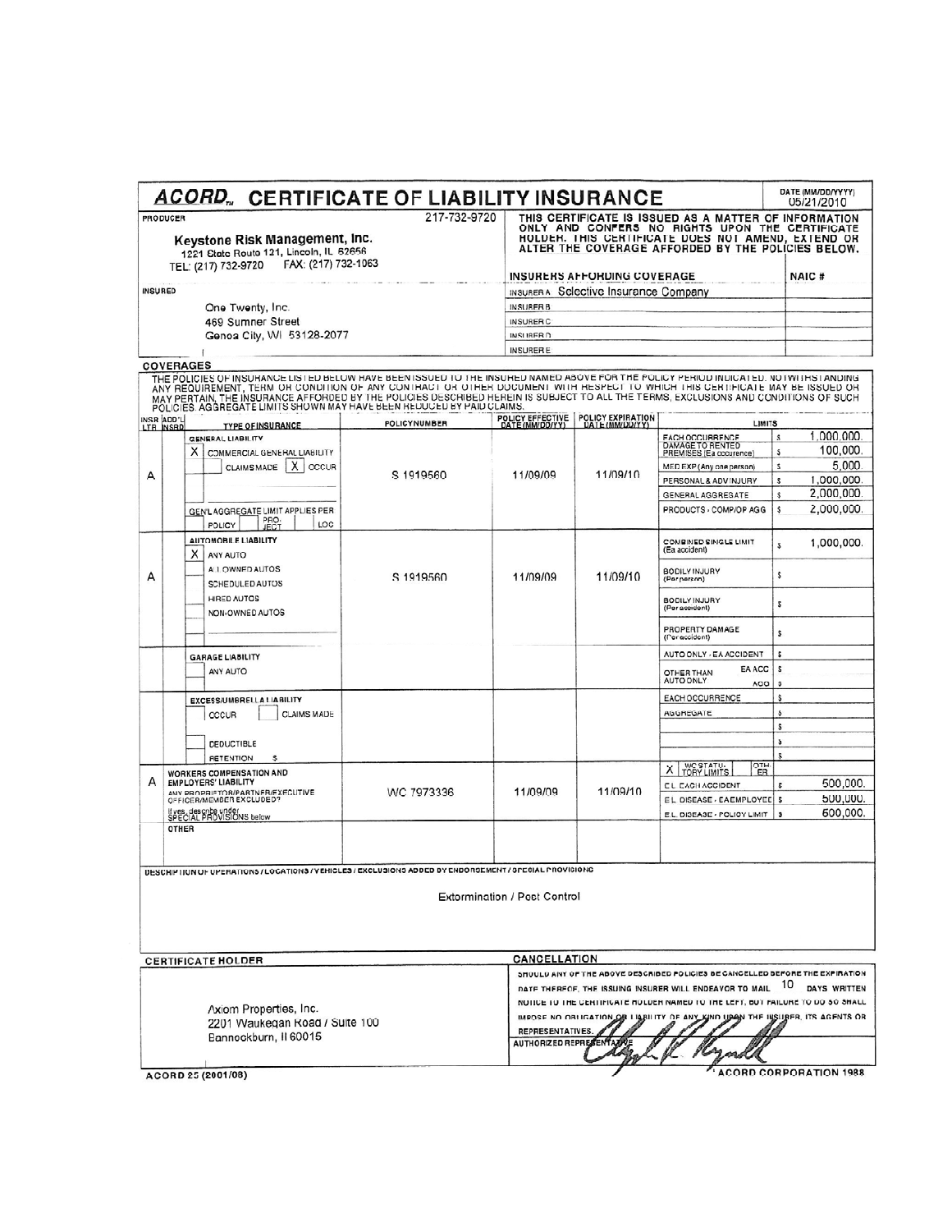# ACORD™ CERTIFICATE OF LIABILITY INSURANCE

DATE (MM/DD/YYYY): 05/21/2010

**PRODUCER** 217-732-9720

**Keystone Risk Management, Inc.**
1221 State Route 121, Lincoln, IL 62656
TEL: (217) 732-9720 FAX: (217) 732-1063

THIS CERTIFICATE IS ISSUED AS A MATTER OF INFORMATION ONLY AND CONFERS NO RIGHTS UPON THE CERTIFICATE HOLDER. THIS CERTIFICATE DOES NOT AMEND, EXTEND OR ALTER THE COVERAGE AFFORDED BY THE POLICIES BELOW.

**INSURED**

One Twenty, Inc.
469 Sumner Street
Genoa City, WI 53128-2077

| INSURERS AFFORDING COVERAGE | NAIC # |
|---|---|
| INSURER A: Selective Insurance Company | |
| INSURER B: | |
| INSURER C: | |
| INSURER D: | |
| INSURER E: | |

## COVERAGES

THE POLICIES OF INSURANCE LISTED BELOW HAVE BEEN ISSUED TO THE INSURED NAMED ABOVE FOR THE POLICY PERIOD INDICATED. NOTWITHSTANDING ANY REQUIREMENT, TERM OR CONDITION OF ANY CONTRACT OR OTHER DOCUMENT WITH RESPECT TO WHICH THIS CERTIFICATE MAY BE ISSUED OR MAY PERTAIN, THE INSURANCE AFFORDED BY THE POLICIES DESCRIBED HEREIN IS SUBJECT TO ALL THE TERMS, EXCLUSIONS AND CONDITIONS OF SUCH POLICIES. AGGREGATE LIMITS SHOWN MAY HAVE BEEN REDUCED BY PAID CLAIMS.

| INSR LTR | ADD'L INSRD | TYPE OF INSURANCE | POLICY NUMBER | POLICY EFFECTIVE DATE (MM/DD/YY) | POLICY EXPIRATION DATE (MM/DD/YY) | LIMITS | |
|---|---|---|---|---|---|---|---|
| A | | GENERAL LIABILITY<br>X COMMERCIAL GENERAL LIABILITY<br>CLAIMS MADE [X] OCCUR<br>GEN'L AGGREGATE LIMIT APPLIES PER: POLICY / PROJECT / LOC | S 1919560 | 11/09/09 | 11/09/10 | EACH OCCURRENCE | $ 1,000,000. |
| | | | | | | DAMAGE TO RENTED PREMISES (Ea occurence) | $ 100,000. |
| | | | | | | MED EXP (Any one person) | $ 5,000. |
| | | | | | | PERSONAL & ADV INJURY | $ 1,000,000. |
| | | | | | | GENERAL AGGREGATE | $ 2,000,000. |
| | | | | | | PRODUCTS - COMP/OP AGG | $ 2,000,000. |
| A | | AUTOMOBILE LIABILITY<br>X ANY AUTO<br>ALL OWNED AUTOS<br>SCHEDULED AUTOS<br>HIRED AUTOS<br>NON-OWNED AUTOS | S 1919560 | 11/09/09 | 11/09/10 | COMBINED SINGLE LIMIT (Ea accident) | $ 1,000,000. |
| | | | | | | BODILY INJURY (Per person) | $ |
| | | | | | | BODILY INJURY (Per accident) | $ |
| | | | | | | PROPERTY DAMAGE (Per accident) | $ |
| | | GARAGE LIABILITY<br>ANY AUTO | | | | AUTO ONLY - EA ACCIDENT | $ |
| | | | | | | OTHER THAN AUTO ONLY: EA ACC | $ |
| | | | | | | AGG | $ |
| | | EXCESS/UMBRELLA LIABILITY<br>OCCUR / CLAIMS MADE<br>DEDUCTIBLE<br>RETENTION $ | | | | EACH OCCURRENCE | $ |
| | | | | | | AGGREGATE | $ |
| A | | WORKERS COMPENSATION AND EMPLOYERS' LIABILITY<br>ANY PROPRIETOR/PARTNER/EXECUTIVE OFFICER/MEMBER EXCLUDED?<br>If yes, describe under SPECIAL PROVISIONS below | WC 7973336 | 11/09/09 | 11/09/10 | X WC STATUTORY LIMITS / OTHER | |
| | | | | | | E.L. EACH ACCIDENT | $ 500,000. |
| | | | | | | E.L. DISEASE - EA EMPLOYEE | $ 500,000. |
| | | | | | | E.L. DISEASE - POLICY LIMIT | $ 500,000. |
| | | OTHER | | | | | |

**DESCRIPTION OF OPERATIONS / LOCATIONS / VEHICLES / EXCLUSIONS ADDED BY ENDORSEMENT / SPECIAL PROVISIONS**

Extermination / Pest Control

**CERTIFICATE HOLDER**

Axiom Properties, Inc.
2201 Waukegan Road / Suite 100
Bannockburn, Il 60015

**CANCELLATION**

SHOULD ANY OF THE ABOVE DESCRIBED POLICIES BE CANCELLED BEFORE THE EXPIRATION DATE THEREOF, THE ISSUING INSURER WILL ENDEAVOR TO MAIL 10 DAYS WRITTEN NOTICE TO THE CERTIFICATE HOLDER NAMED TO THE LEFT, BUT FAILURE TO DO SO SHALL IMPOSE NO OBLIGATION OR LIABILITY OF ANY KIND UPON THE INSURER, ITS AGENTS OR REPRESENTATIVES.

AUTHORIZED REPRESENTATIVE

ACORD 25 (2001/08) © ACORD CORPORATION 1988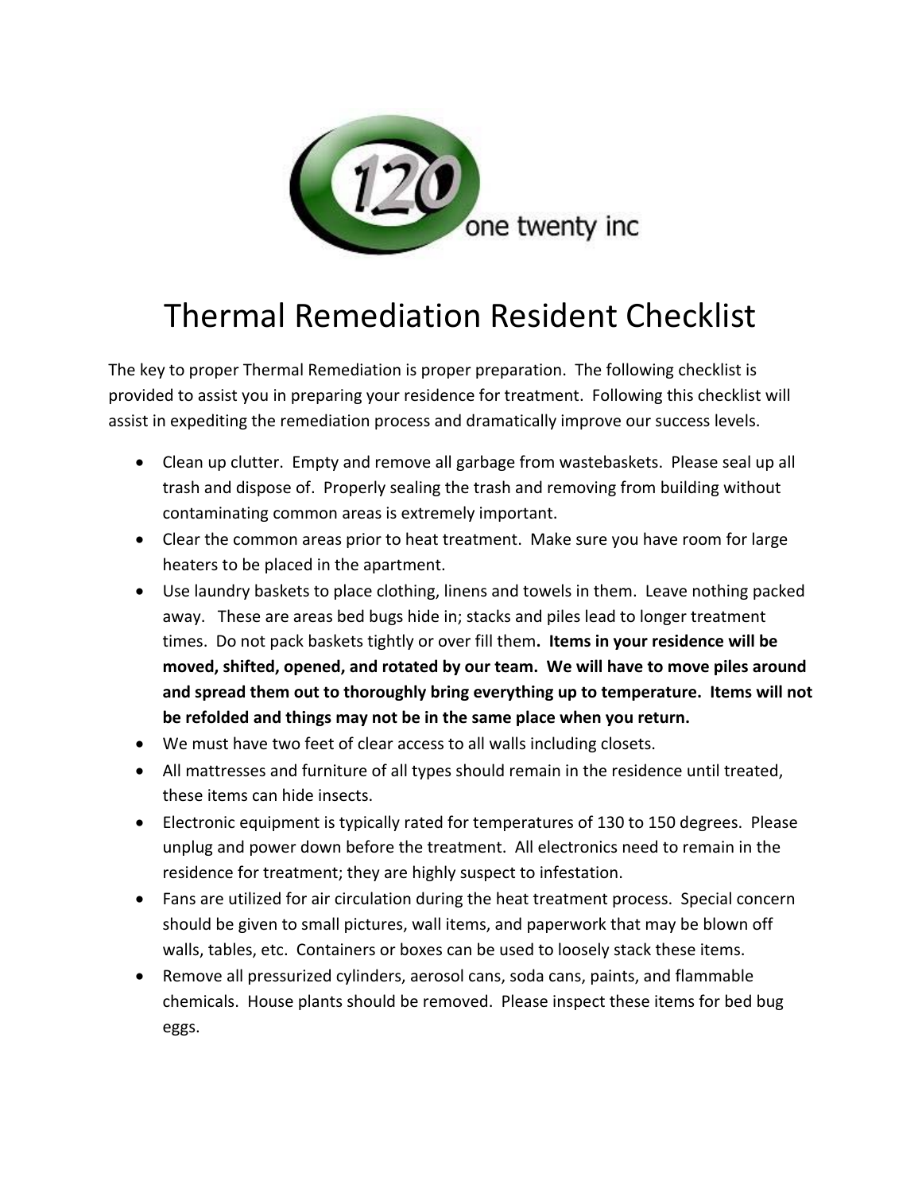# Thermal Remediation Resident Checklist

The key to proper Thermal Remediation is proper preparation. The following checklist is provided to assist you in preparing your residence for treatment. Following this checklist will assist in expediting the remediation process and dramatically improve our success levels.

- Clean up clutter. Empty and remove all garbage from wastebaskets. Please seal up all trash and dispose of. Properly sealing the trash and removing from building without contaminating common areas is extremely important.
- Clear the common areas prior to heat treatment. Make sure you have room for large heaters to be placed in the apartment.
- Use laundry baskets to place clothing, linens and towels in them. Leave nothing packed away. These are areas bed bugs hide in; stacks and piles lead to longer treatment times. Do not pack baskets tightly or over fill them. **Items in your residence will be moved, shifted, opened, and rotated by our team. We will have to move piles around and spread them out to thoroughly bring everything up to temperature. Items will not be refolded and things may not be in the same place when you return.**
- We must have two feet of clear access to all walls including closets.
- All mattresses and furniture of all types should remain in the residence until treated, these items can hide insects.
- Electronic equipment is typically rated for temperatures of 130 to 150 degrees. Please unplug and power down before the treatment. All electronics need to remain in the residence for treatment; they are highly suspect to infestation.
- Fans are utilized for air circulation during the heat treatment process. Special concern should be given to small pictures, wall items, and paperwork that may be blown off walls, tables, etc. Containers or boxes can be used to loosely stack these items.
- Remove all pressurized cylinders, aerosol cans, soda cans, paints, and flammable chemicals. House plants should be removed. Please inspect these items for bed bug eggs.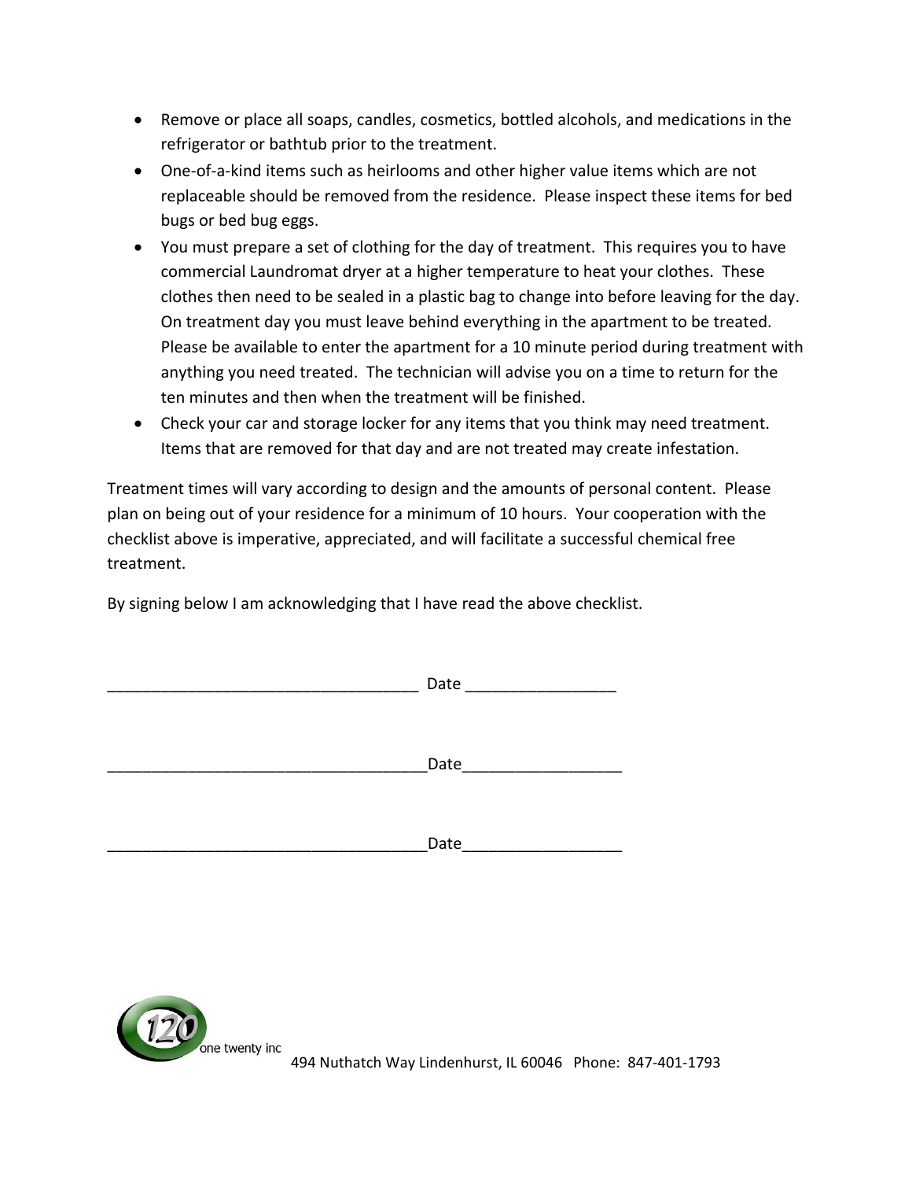- Remove or place all soaps, candles, cosmetics, bottled alcohols, and medications in the refrigerator or bathtub prior to the treatment.
- One-of-a-kind items such as heirlooms and other higher value items which are not replaceable should be removed from the residence. Please inspect these items for bed bugs or bed bug eggs.
- You must prepare a set of clothing for the day of treatment. This requires you to have commercial Laundromat dryer at a higher temperature to heat your clothes. These clothes then need to be sealed in a plastic bag to change into before leaving for the day. On treatment day you must leave behind everything in the apartment to be treated. Please be available to enter the apartment for a 10 minute period during treatment with anything you need treated. The technician will advise you on a time to return for the ten minutes and then when the treatment will be finished.
- Check your car and storage locker for any items that you think may need treatment. Items that are removed for that day and are not treated may create infestation.

Treatment times will vary according to design and the amounts of personal content. Please plan on being out of your residence for a minimum of 10 hours. Your cooperation with the checklist above is imperative, appreciated, and will facilitate a successful chemical free treatment.

By signing below I am acknowledging that I have read the above checklist.

___________________________________ Date _________________

____________________________________Date__________________

____________________________________Date__________________

120 one twenty inc
494 Nuthatch Way Lindenhurst, IL 60046 Phone: 847-401-1793